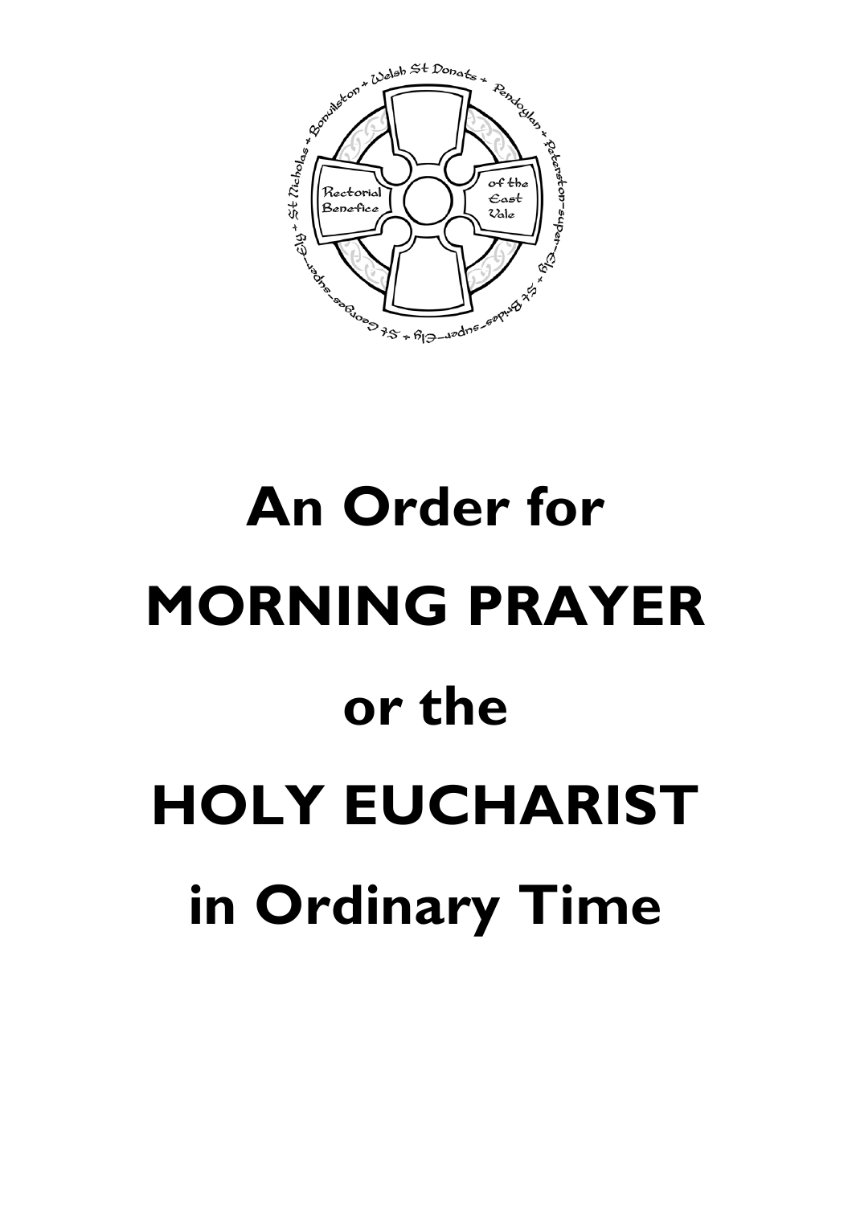Welsh St Donats + Pendoylan + Peterston-super-Ely + St Brides-super-Ely + St Georges-super-Ely + St Nicholas + Bonvilston +

Rectorial Benefice of the East Vale

# An Order for MORNING PRAYER or the HOLY EUCHARIST in Ordinary Time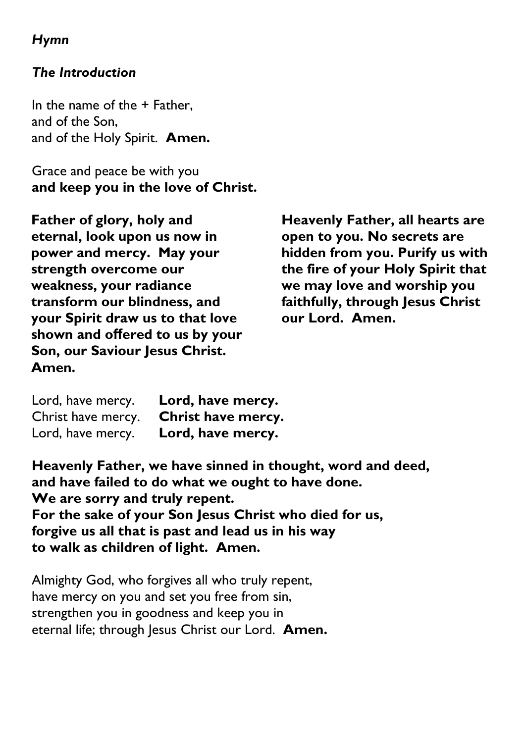*Hymn*

*The Introduction*

In the name of the + Father,
and of the Son,
and of the Holy Spirit. **Amen.**

Grace and peace be with you
**and keep you in the love of Christ.**

**Father of glory, holy and eternal, look upon us now in power and mercy. May your strength overcome our weakness, your radiance transform our blindness, and your Spirit draw us to that love shown and offered to us by your Son, our Saviour Jesus Christ. Amen.**

**Heavenly Father, all hearts are open to you. No secrets are hidden from you. Purify us with the fire of your Holy Spirit that we may love and worship you faithfully, through Jesus Christ our Lord. Amen.**

Lord, have mercy. **Lord, have mercy.**
Christ have mercy. **Christ have mercy.**
Lord, have mercy. **Lord, have mercy.**

**Heavenly Father, we have sinned in thought, word and deed,
and have failed to do what we ought to have done.
We are sorry and truly repent.
For the sake of your Son Jesus Christ who died for us,
forgive us all that is past and lead us in his way
to walk as children of light. Amen.**

Almighty God, who forgives all who truly repent,
have mercy on you and set you free from sin,
strengthen you in goodness and keep you in
eternal life; through Jesus Christ our Lord. **Amen.**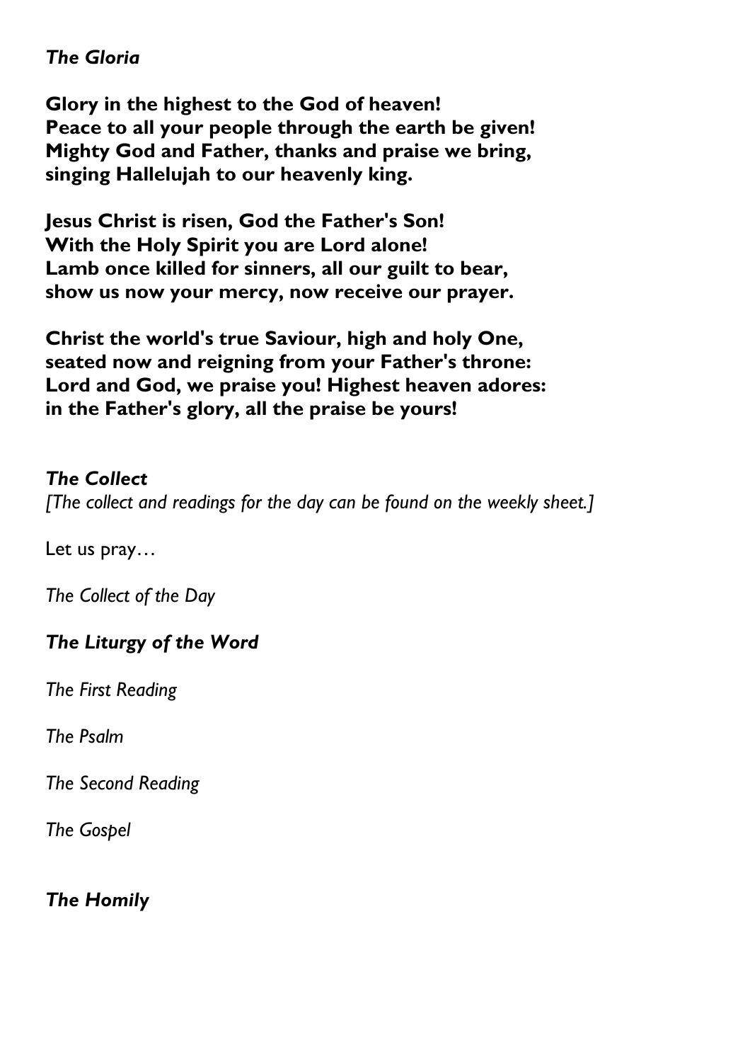***The Gloria***

**Glory in the highest to the God of heaven!**
**Peace to all your people through the earth be given!**
**Mighty God and Father, thanks and praise we bring,**
**singing Hallelujah to our heavenly king.**

**Jesus Christ is risen, God the Father's Son!**
**With the Holy Spirit you are Lord alone!**
**Lamb once killed for sinners, all our guilt to bear,**
**show us now your mercy, now receive our prayer.**

**Christ the world's true Saviour, high and holy One,**
**seated now and reigning from your Father's throne:**
**Lord and God, we praise you! Highest heaven adores:**
**in the Father's glory, all the praise be yours!**

***The Collect***

*[The collect and readings for the day can be found on the weekly sheet.]*

Let us pray…

*The Collect of the Day*

***The Liturgy of the Word***

*The First Reading*

*The Psalm*

*The Second Reading*

*The Gospel*

***The Homily***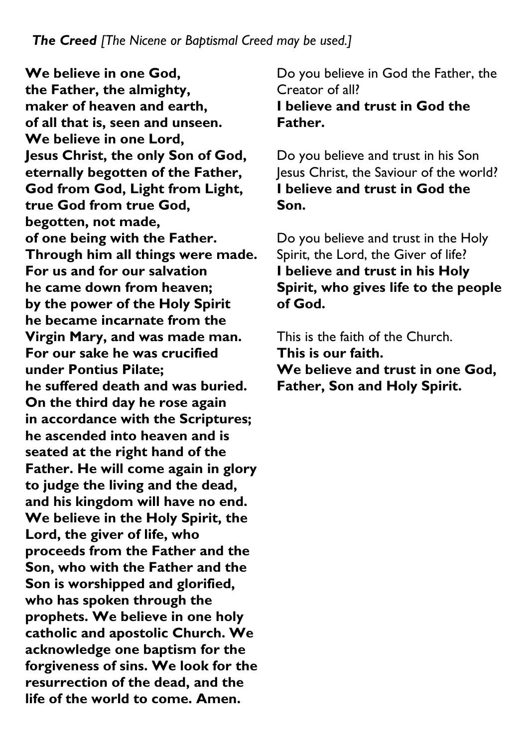***The Creed*** *[The Nicene or Baptismal Creed may be used.]*

**We believe in one God,**
**the Father, the almighty,**
**maker of heaven and earth,**
**of all that is, seen and unseen.**
**We believe in one Lord,**
**Jesus Christ, the only Son of God,**
**eternally begotten of the Father,**
**God from God, Light from Light,**
**true God from true God,**
**begotten, not made,**
**of one being with the Father.**
**Through him all things were made.**
**For us and for our salvation**
**he came down from heaven;**
**by the power of the Holy Spirit**
**he became incarnate from the Virgin Mary, and was made man.**
**For our sake he was crucified under Pontius Pilate;**
**he suffered death and was buried.**
**On the third day he rose again**
**in accordance with the Scriptures;**
**he ascended into heaven and is seated at the right hand of the Father. He will come again in glory to judge the living and the dead, and his kingdom will have no end.**
**We believe in the Holy Spirit, the Lord, the giver of life, who proceeds from the Father and the Son, who with the Father and the Son is worshipped and glorified, who has spoken through the prophets. We believe in one holy catholic and apostolic Church. We acknowledge one baptism for the forgiveness of sins. We look for the resurrection of the dead, and the life of the world to come. Amen.**

Do you believe in God the Father, the Creator of all?
**I believe and trust in God the Father.**

Do you believe and trust in his Son Jesus Christ, the Saviour of the world?
**I believe and trust in God the Son.**

Do you believe and trust in the Holy Spirit, the Lord, the Giver of life?
**I believe and trust in his Holy Spirit, who gives life to the people of God.**

This is the faith of the Church.
**This is our faith.**
**We believe and trust in one God, Father, Son and Holy Spirit.**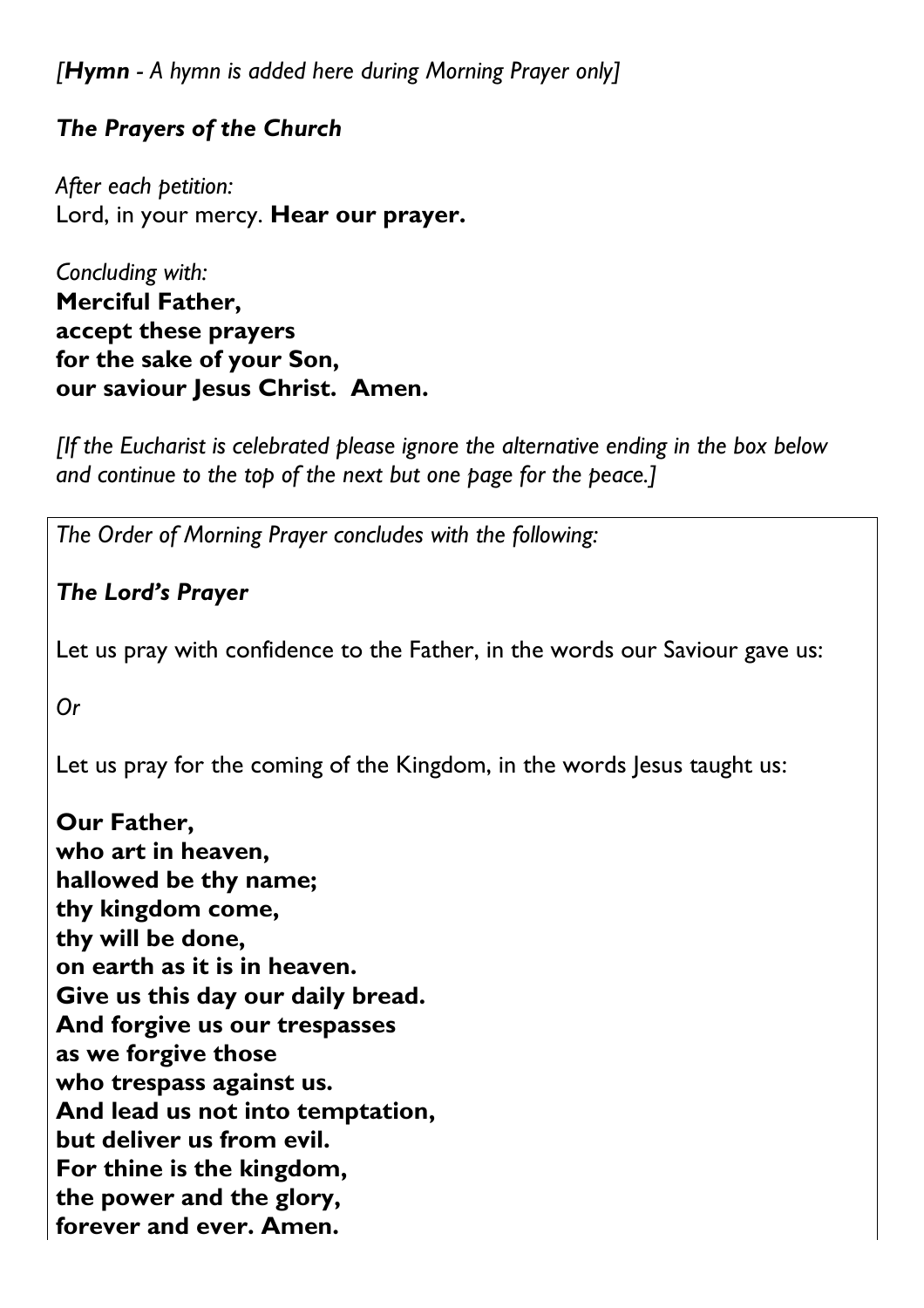*[**Hymn** - A hymn is added here during Morning Prayer only]*

***The Prayers of the Church***

*After each petition:*
Lord, in your mercy. **Hear our prayer.**

*Concluding with:*
**Merciful Father,**
**accept these prayers**
**for the sake of your Son,**
**our saviour Jesus Christ. Amen.**

*[If the Eucharist is celebrated please ignore the alternative ending in the box below and continue to the top of the next but one page for the peace.]*

*The Order of Morning Prayer concludes with the following:*

***The Lord's Prayer***

Let us pray with confidence to the Father, in the words our Saviour gave us:

*Or*

Let us pray for the coming of the Kingdom, in the words Jesus taught us:

**Our Father,**
**who art in heaven,**
**hallowed be thy name;**
**thy kingdom come,**
**thy will be done,**
**on earth as it is in heaven.**
**Give us this day our daily bread.**
**And forgive us our trespasses**
**as we forgive those**
**who trespass against us.**
**And lead us not into temptation,**
**but deliver us from evil.**
**For thine is the kingdom,**
**the power and the glory,**
**forever and ever. Amen.**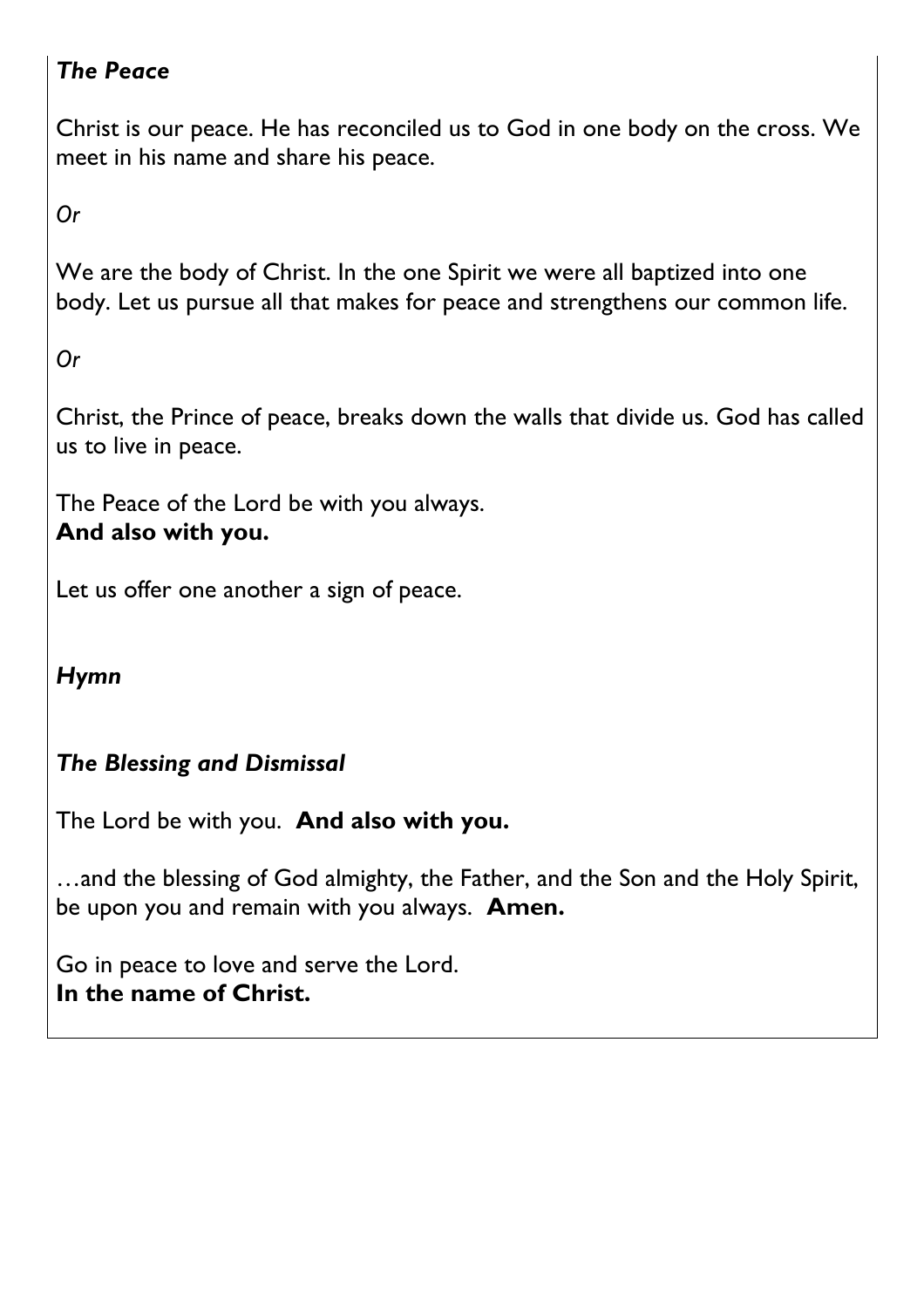### *The Peace*

Christ is our peace. He has reconciled us to God in one body on the cross. We meet in his name and share his peace.

*Or*

We are the body of Christ. In the one Spirit we were all baptized into one body. Let us pursue all that makes for peace and strengthens our common life.

*Or*

Christ, the Prince of peace, breaks down the walls that divide us. God has called us to live in peace.

The Peace of the Lord be with you always.
**And also with you.**

Let us offer one another a sign of peace.

### *Hymn*

### *The Blessing and Dismissal*

The Lord be with you. **And also with you.**

…and the blessing of God almighty, the Father, and the Son and the Holy Spirit, be upon you and remain with you always. **Amen.**

Go in peace to love and serve the Lord.
**In the name of Christ.**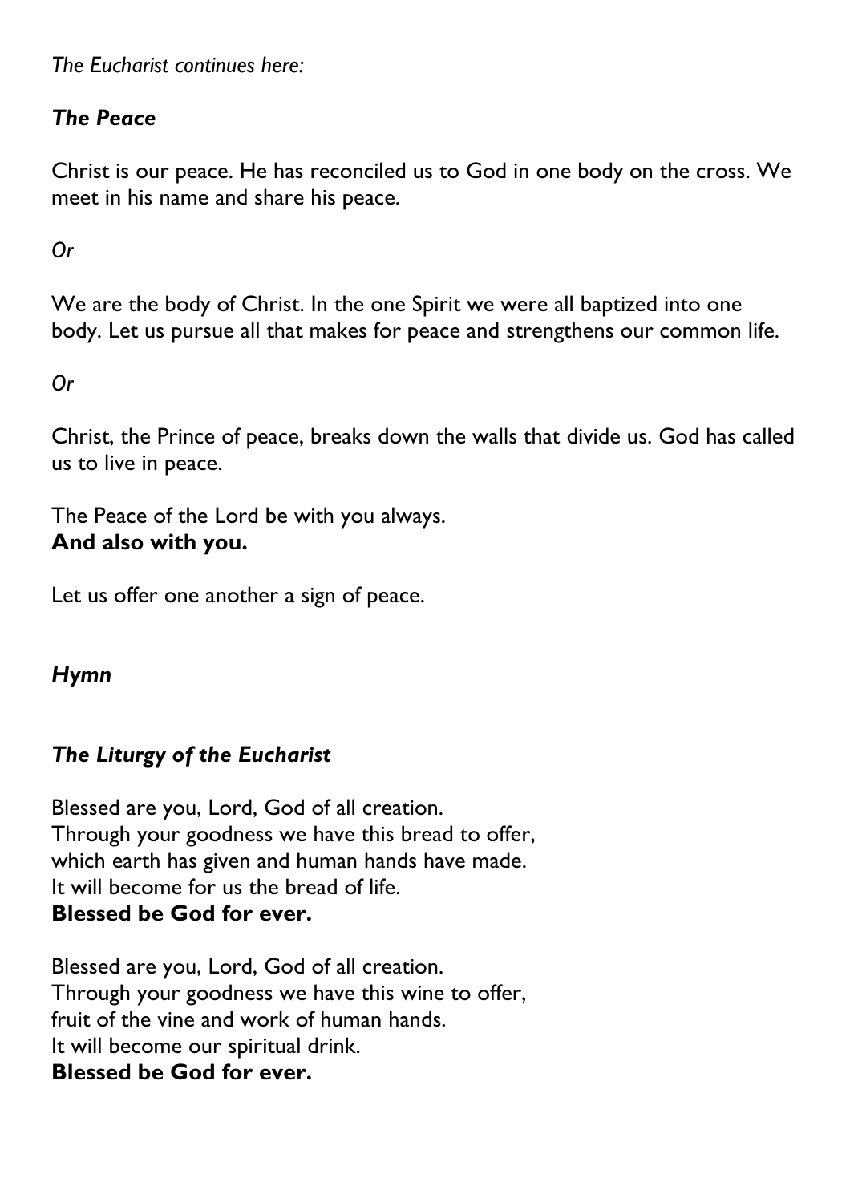*The Eucharist continues here:*

***The Peace***

Christ is our peace. He has reconciled us to God in one body on the cross. We meet in his name and share his peace.

*Or*

We are the body of Christ. In the one Spirit we were all baptized into one body. Let us pursue all that makes for peace and strengthens our common life.

*Or*

Christ, the Prince of peace, breaks down the walls that divide us. God has called us to live in peace.

The Peace of the Lord be with you always.
**And also with you.**

Let us offer one another a sign of peace.

***Hymn***

***The Liturgy of the Eucharist***

Blessed are you, Lord, God of all creation.
Through your goodness we have this bread to offer,
which earth has given and human hands have made.
It will become for us the bread of life.
**Blessed be God for ever.**

Blessed are you, Lord, God of all creation.
Through your goodness we have this wine to offer,
fruit of the vine and work of human hands.
It will become our spiritual drink.
**Blessed be God for ever.**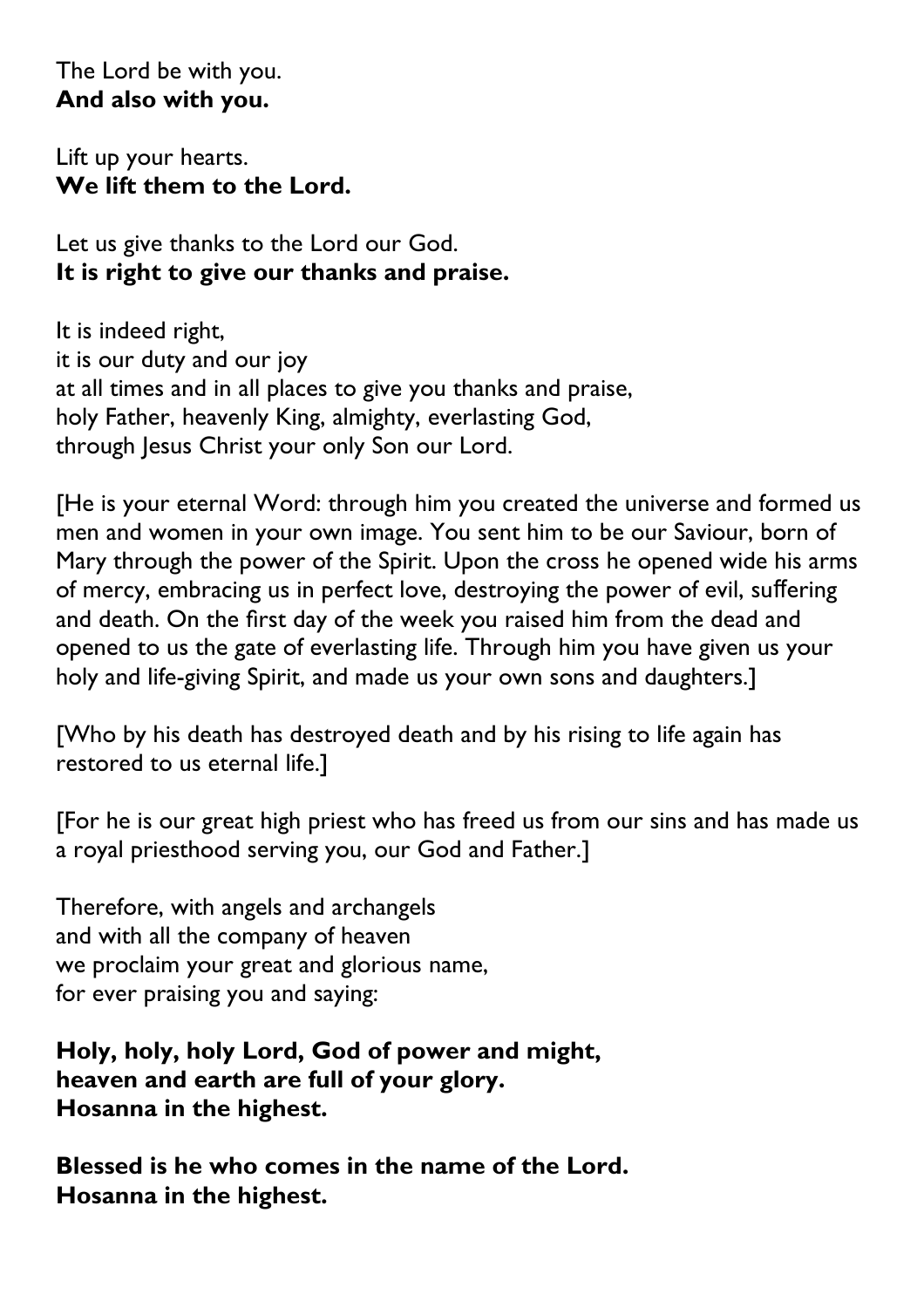The Lord be with you.
**And also with you.**

Lift up your hearts.
**We lift them to the Lord.**

Let us give thanks to the Lord our God.
**It is right to give our thanks and praise.**

It is indeed right,
it is our duty and our joy
at all times and in all places to give you thanks and praise,
holy Father, heavenly King, almighty, everlasting God,
through Jesus Christ your only Son our Lord.

[He is your eternal Word: through him you created the universe and formed us men and women in your own image. You sent him to be our Saviour, born of Mary through the power of the Spirit. Upon the cross he opened wide his arms of mercy, embracing us in perfect love, destroying the power of evil, suffering and death. On the first day of the week you raised him from the dead and opened to us the gate of everlasting life. Through him you have given us your holy and life-giving Spirit, and made us your own sons and daughters.]

[Who by his death has destroyed death and by his rising to life again has restored to us eternal life.]

[For he is our great high priest who has freed us from our sins and has made us a royal priesthood serving you, our God and Father.]

Therefore, with angels and archangels
and with all the company of heaven
we proclaim your great and glorious name,
for ever praising you and saying:

**Holy, holy, holy Lord, God of power and might,**
**heaven and earth are full of your glory.**
**Hosanna in the highest.**

**Blessed is he who comes in the name of the Lord.**
**Hosanna in the highest.**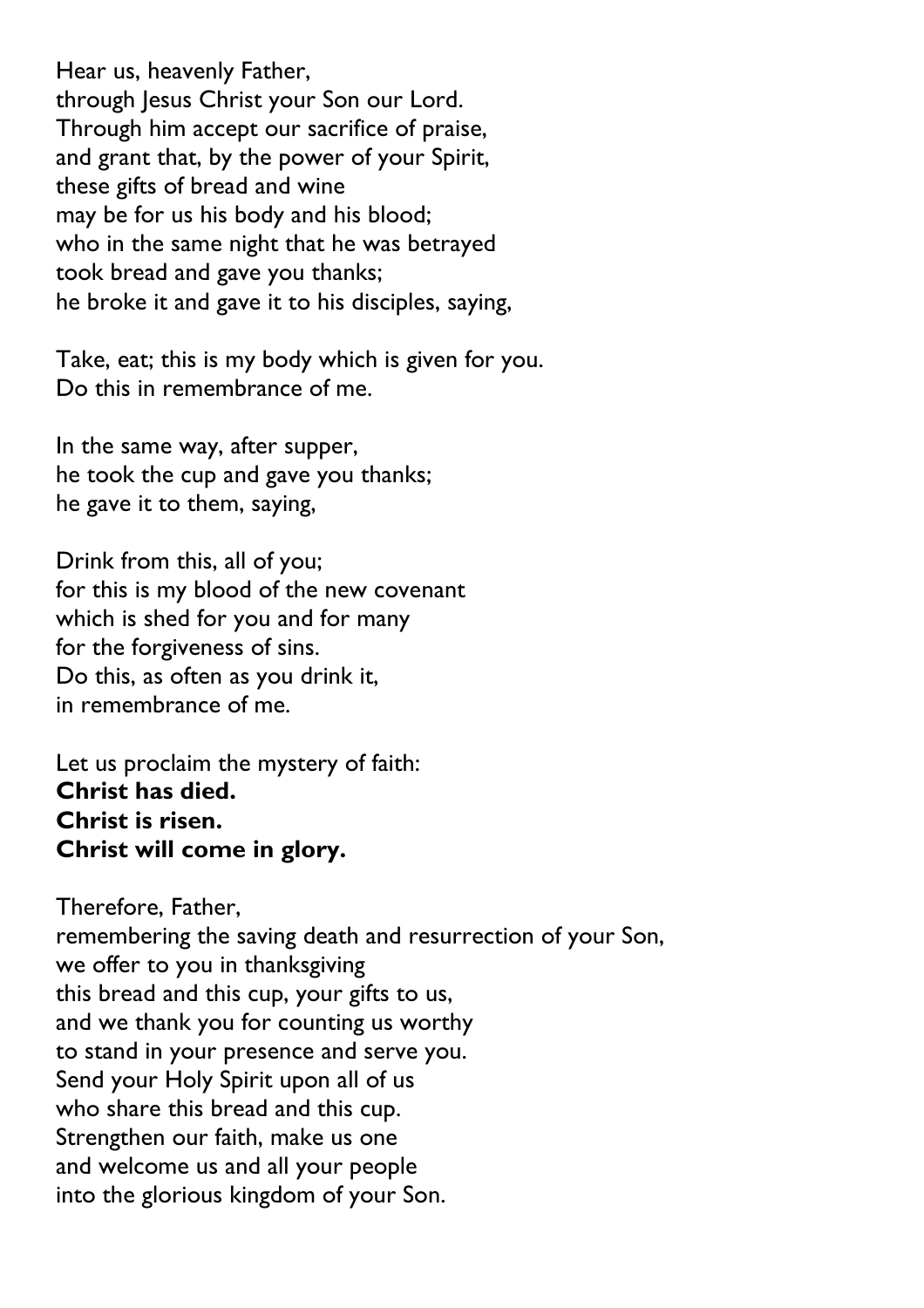Hear us, heavenly Father,
through Jesus Christ your Son our Lord.
Through him accept our sacrifice of praise,
and grant that, by the power of your Spirit,
these gifts of bread and wine
may be for us his body and his blood;
who in the same night that he was betrayed
took bread and gave you thanks;
he broke it and gave it to his disciples, saying,

Take, eat; this is my body which is given for you.
Do this in remembrance of me.

In the same way, after supper,
he took the cup and gave you thanks;
he gave it to them, saying,

Drink from this, all of you;
for this is my blood of the new covenant
which is shed for you and for many
for the forgiveness of sins.
Do this, as often as you drink it,
in remembrance of me.

Let us proclaim the mystery of faith:
**Christ has died.**
**Christ is risen.**
**Christ will come in glory.**

Therefore, Father,
remembering the saving death and resurrection of your Son,
we offer to you in thanksgiving
this bread and this cup, your gifts to us,
and we thank you for counting us worthy
to stand in your presence and serve you.
Send your Holy Spirit upon all of us
who share this bread and this cup.
Strengthen our faith, make us one
and welcome us and all your people
into the glorious kingdom of your Son.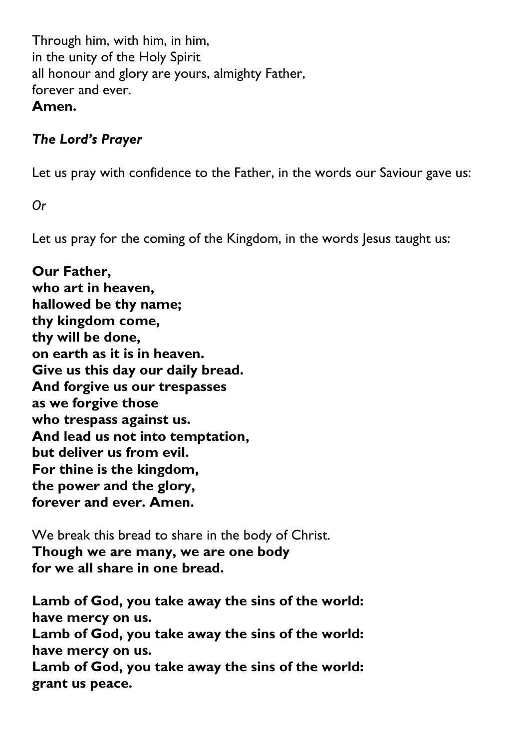Through him, with him, in him,
in the unity of the Holy Spirit
all honour and glory are yours, almighty Father,
forever and ever.
**Amen.**

***The Lord's Prayer***

Let us pray with confidence to the Father, in the words our Saviour gave us:

*Or*

Let us pray for the coming of the Kingdom, in the words Jesus taught us:

**Our Father,
who art in heaven,
hallowed be thy name;
thy kingdom come,
thy will be done,
on earth as it is in heaven.
Give us this day our daily bread.
And forgive us our trespasses
as we forgive those
who trespass against us.
And lead us not into temptation,
but deliver us from evil.
For thine is the kingdom,
the power and the glory,
forever and ever. Amen.**

We break this bread to share in the body of Christ.
**Though we are many, we are one body
for we all share in one bread.**

**Lamb of God, you take away the sins of the world:
have mercy on us.
Lamb of God, you take away the sins of the world:
have mercy on us.
Lamb of God, you take away the sins of the world:
grant us peace.**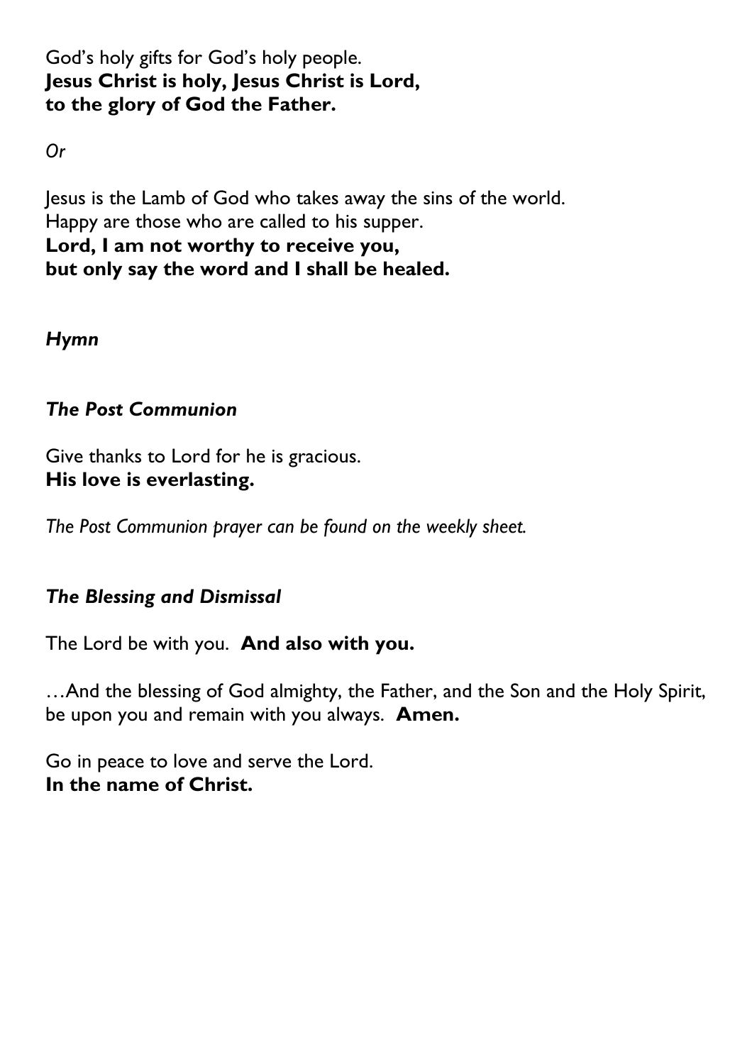God's holy gifts for God's holy people.
**Jesus Christ is holy, Jesus Christ is Lord,**
**to the glory of God the Father.**

*Or*

Jesus is the Lamb of God who takes away the sins of the world.
Happy are those who are called to his supper.
**Lord, I am not worthy to receive you,**
**but only say the word and I shall be healed.**

***Hymn***

***The Post Communion***

Give thanks to Lord for he is gracious.
**His love is everlasting.**

*The Post Communion prayer can be found on the weekly sheet.*

***The Blessing and Dismissal***

The Lord be with you. **And also with you.**

…And the blessing of God almighty, the Father, and the Son and the Holy Spirit, be upon you and remain with you always. **Amen.**

Go in peace to love and serve the Lord.
**In the name of Christ.**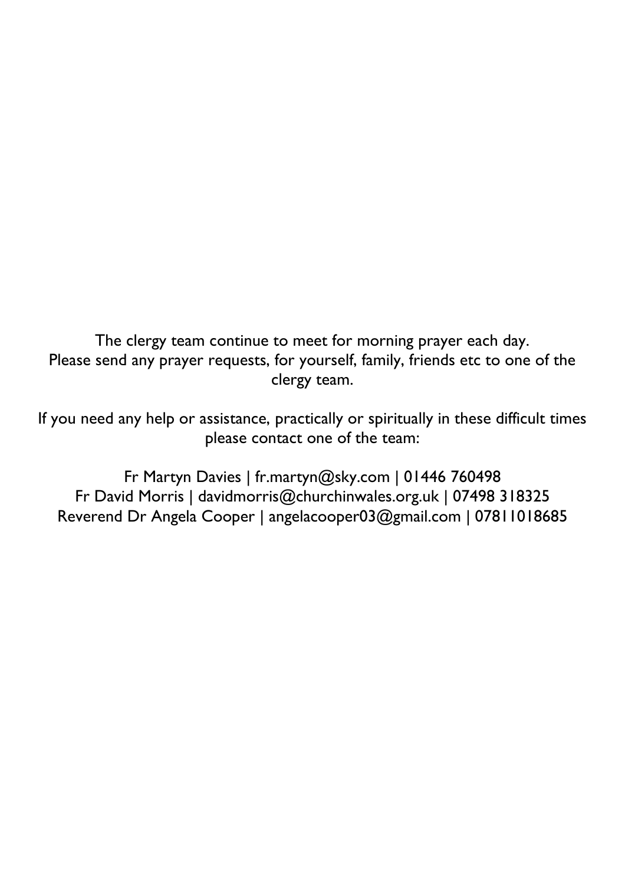The clergy team continue to meet for morning prayer each day.
Please send any prayer requests, for yourself, family, friends etc to one of the clergy team.

If you need any help or assistance, practically or spiritually in these difficult times please contact one of the team:

Fr Martyn Davies | fr.martyn@sky.com | 01446 760498
Fr David Morris | davidmorris@churchinwales.org.uk | 07498 318325
Reverend Dr Angela Cooper | angelacooper03@gmail.com | 07811018685